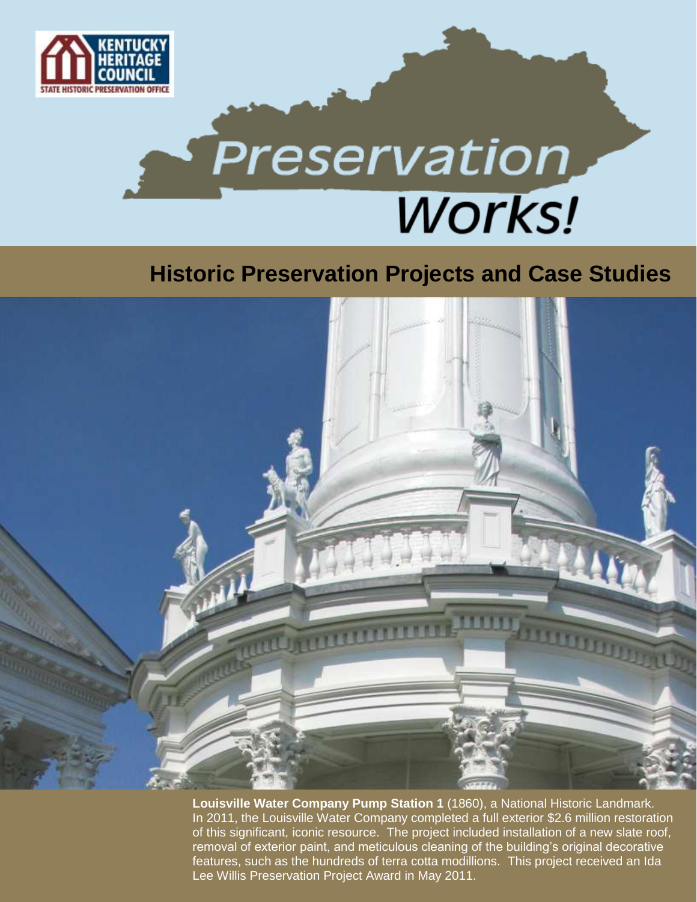KENTUCKY HERITAGE COUNCIL

STATE HISTORIC PRESERVATION OFFICE

# Preservation Works!

## Historic Preservation Projects and Case Studies

**Louisville Water Company Pump Station 1** (1860), a National Historic Landmark. In 2011, the Louisville Water Company completed a full exterior $2.6 million restoration of this significant, iconic resource. The project included installation of a new slate roof, removal of exterior paint, and meticulous cleaning of the building's original decorative features, such as the hundreds of terra cotta modillions. This project received an Ida Lee Willis Preservation Project Award in May 2011.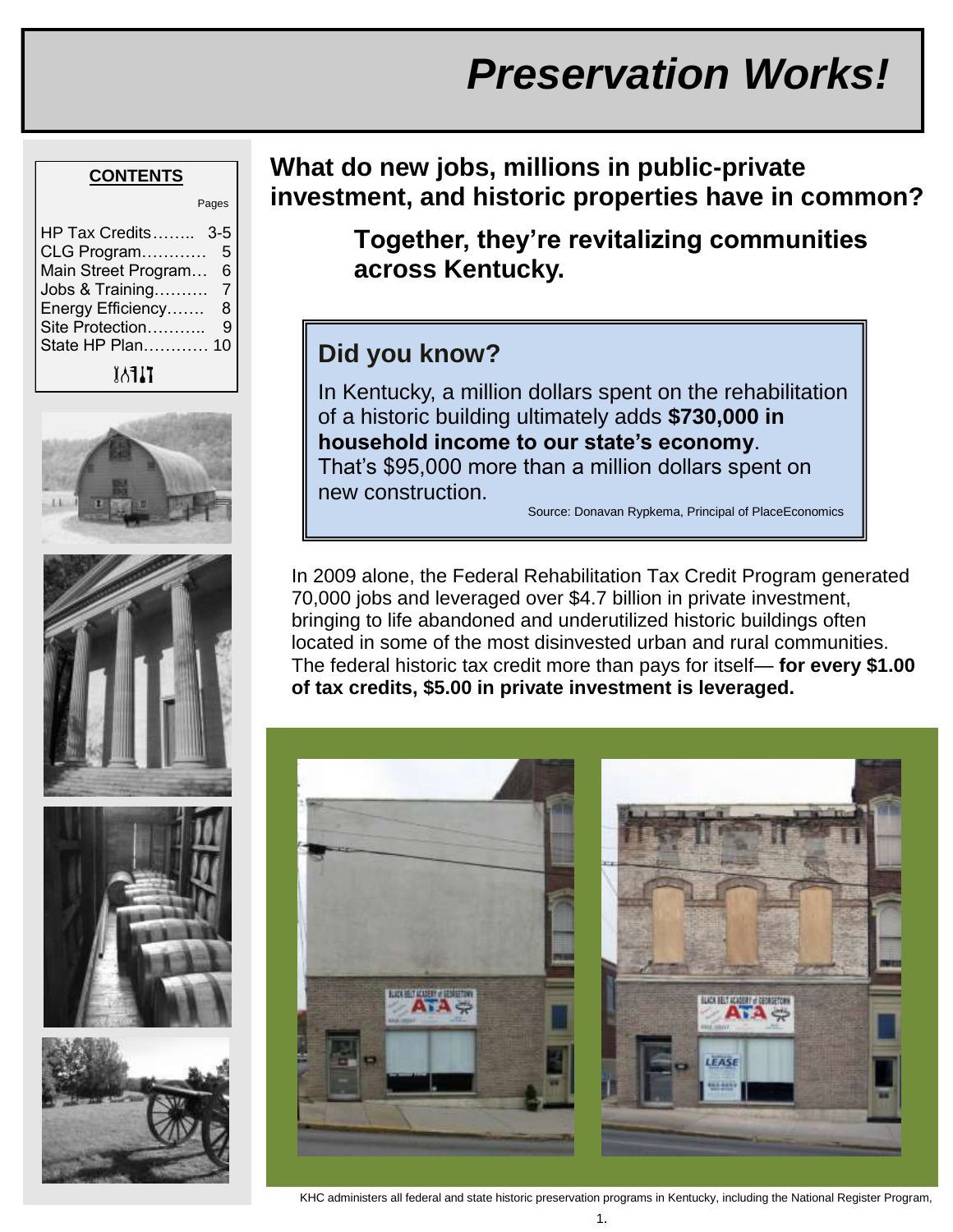# *Preservation Works!*

**CONTENTS**

| | Pages |
|---|---|
| HP Tax Credits…….. | 3-5 |
| CLG Program………… | 5 |
| Main Street Program… | 6 |
| Jobs & Training………. | 7 |
| Energy Efficiency……. | 8 |
| Site Protection……….. | 9 |
| State HP Plan………… | 10 |

## What do new jobs, millions in public-private investment, and historic properties have in common?

### Together, they're revitalizing communities across Kentucky.

> ## Did you know?
>
> In Kentucky, a million dollars spent on the rehabilitation of a historic building ultimately adds **$730,000 in household income to our state's economy**. That's $95,000 more than a million dollars spent on new construction.
>
> Source: Donavan Rypkema, Principal of PlaceEconomics

In 2009 alone, the Federal Rehabilitation Tax Credit Program generated 70,000 jobs and leveraged over $4.7 billion in private investment, bringing to life abandoned and underutilized historic buildings often located in some of the most disinvested urban and rural communities. The federal historic tax credit more than pays for itself— **for every $1.00 of tax credits, $5.00 in private investment is leveraged.**

KHC administers all federal and state historic preservation programs in Kentucky, including the National Register Program,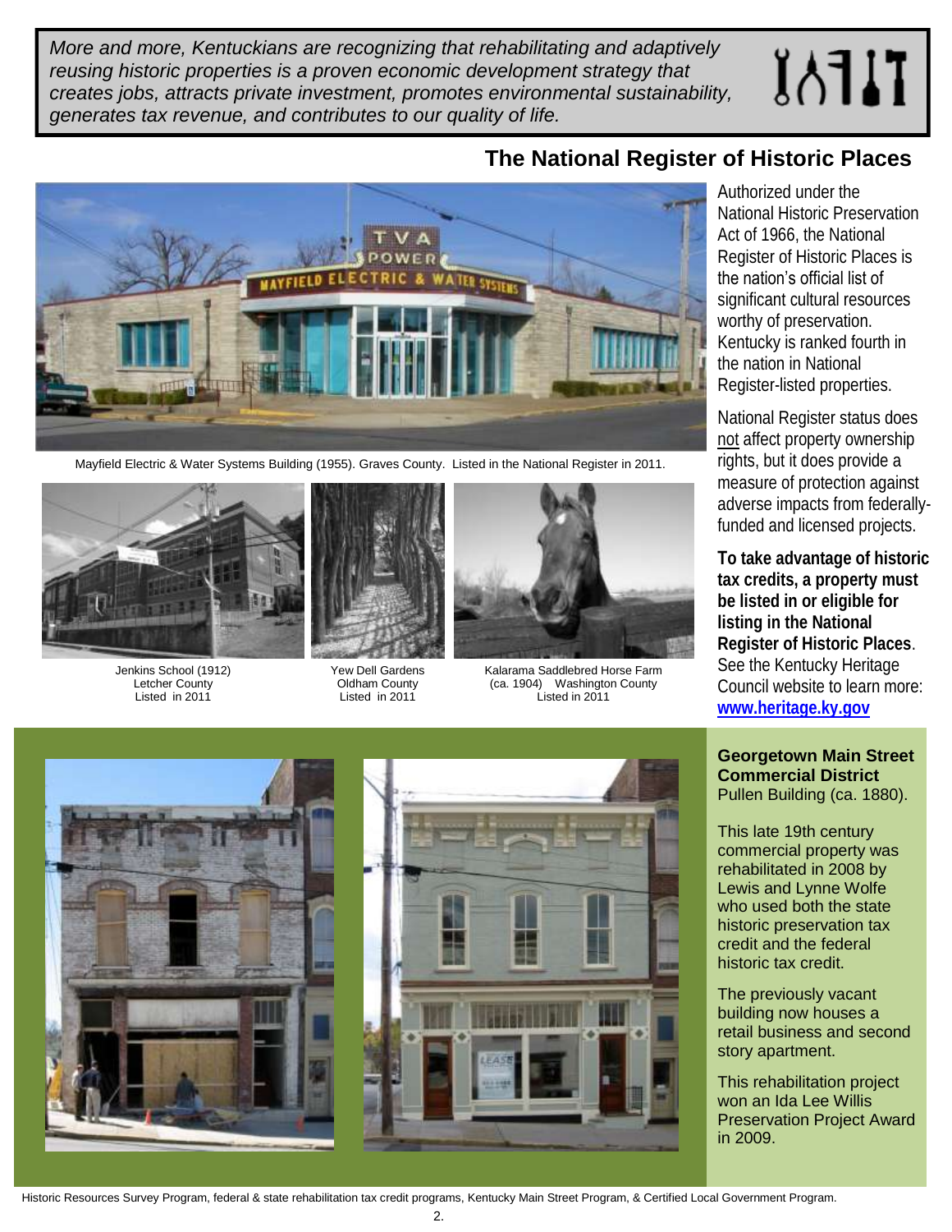*More and more, Kentuckians are recognizing that rehabilitating and adaptively reusing historic properties is a proven economic development strategy that creates jobs, attracts private investment, promotes environmental sustainability, generates tax revenue, and contributes to our quality of life.*

## The National Register of Historic Places

Mayfield Electric & Water Systems Building (1955). Graves County. Listed in the National Register in 2011.

Jenkins School (1912)
Letcher County
Listed in 2011

Yew Dell Gardens
Oldham County
Listed in 2011

Kalarama Saddlebred Horse Farm
(ca. 1904) Washington County
Listed in 2011

Authorized under the National Historic Preservation Act of 1966, the National Register of Historic Places is the nation's official list of significant cultural resources worthy of preservation. Kentucky is ranked fourth in the nation in National Register-listed properties.

National Register status does not affect property ownership rights, but it does provide a measure of protection against adverse impacts from federally-funded and licensed projects.

**To take advantage of historic tax credits, a property must be listed in or eligible for listing in the National Register of Historic Places**. See the Kentucky Heritage Council website to learn more: **www.heritage.ky.gov**

**Georgetown Main Street Commercial District**
Pullen Building (ca. 1880).

This late 19th century commercial property was rehabilitated in 2008 by Lewis and Lynne Wolfe who used both the state historic preservation tax credit and the federal historic tax credit.

The previously vacant building now houses a retail business and second story apartment.

This rehabilitation project won an Ida Lee Willis Preservation Project Award in 2009.

Historic Resources Survey Program, federal & state rehabilitation tax credit programs, Kentucky Main Street Program, & Certified Local Government Program.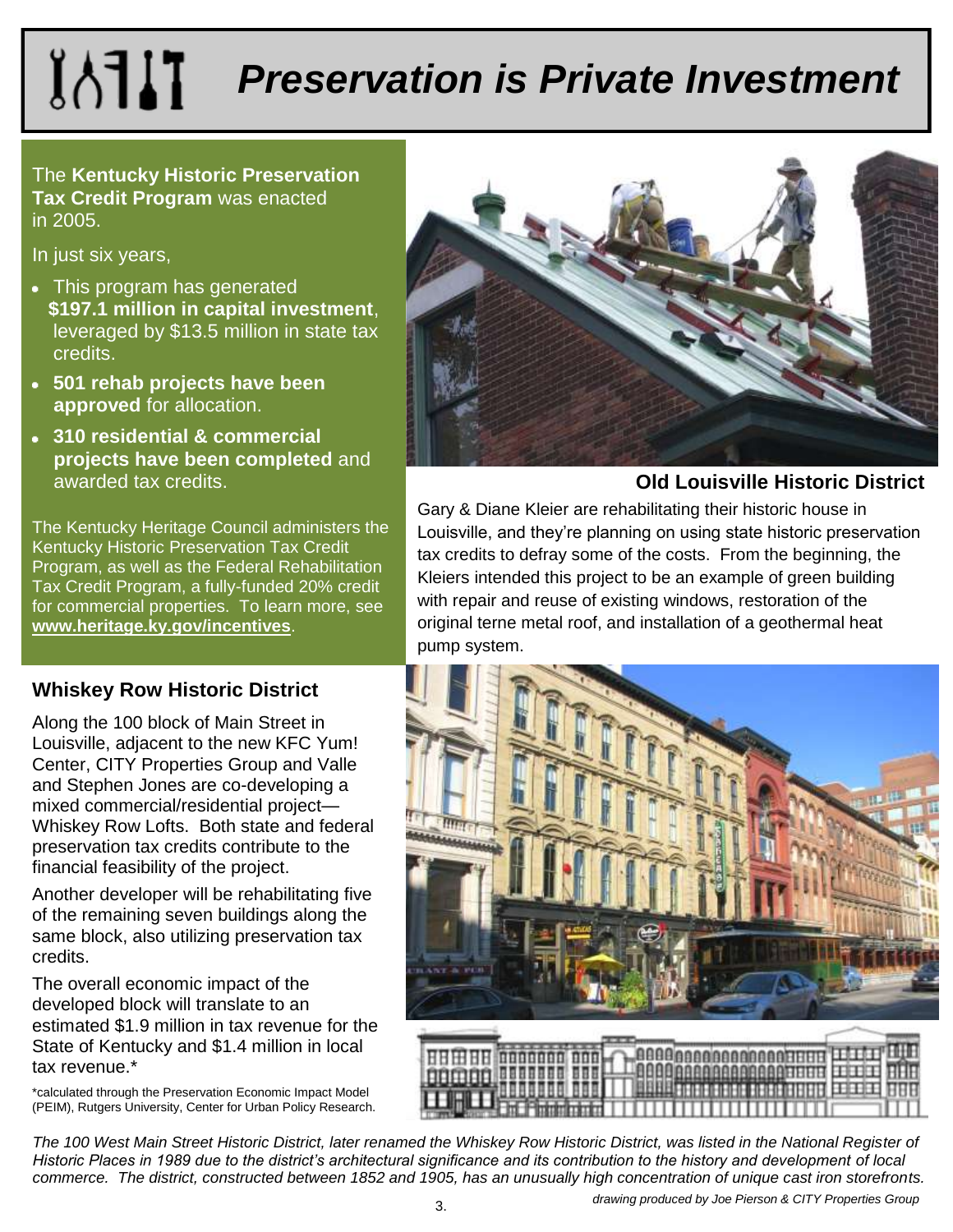# Preservation is Private Investment

The **Kentucky Historic Preservation Tax Credit Program** was enacted in 2005.

In just six years,

- This program has generated **$197.1 million in capital investment**, leveraged by $13.5 million in state tax credits.
- **501 rehab projects have been approved** for allocation.
- **310 residential & commercial projects have been completed** and awarded tax credits.

The Kentucky Heritage Council administers the Kentucky Historic Preservation Tax Credit Program, as well as the Federal Rehabilitation Tax Credit Program, a fully-funded 20% credit for commercial properties. To learn more, see **www.heritage.ky.gov/incentives**.

### Old Louisville Historic District

Gary & Diane Kleier are rehabilitating their historic house in Louisville, and they're planning on using state historic preservation tax credits to defray some of the costs. From the beginning, the Kleiers intended this project to be an example of green building with repair and reuse of existing windows, restoration of the original terne metal roof, and installation of a geothermal heat pump system.

### Whiskey Row Historic District

Along the 100 block of Main Street in Louisville, adjacent to the new KFC Yum! Center, CITY Properties Group and Valle and Stephen Jones are co-developing a mixed commercial/residential project—Whiskey Row Lofts. Both state and federal preservation tax credits contribute to the financial feasibility of the project.

Another developer will be rehabilitating five of the remaining seven buildings along the same block, also utilizing preservation tax credits.

The overall economic impact of the developed block will translate to an estimated $1.9 million in tax revenue for the State of Kentucky and $1.4 million in local tax revenue.*

*calculated through the Preservation Economic Impact Model (PEIM), Rutgers University, Center for Urban Policy Research.

*The 100 West Main Street Historic District, later renamed the Whiskey Row Historic District, was listed in the National Register of Historic Places in 1989 due to the district's architectural significance and its contribution to the history and development of local commerce. The district, constructed between 1852 and 1905, has an unusually high concentration of unique cast iron storefronts.*

*drawing produced by Joe Pierson & CITY Properties Group*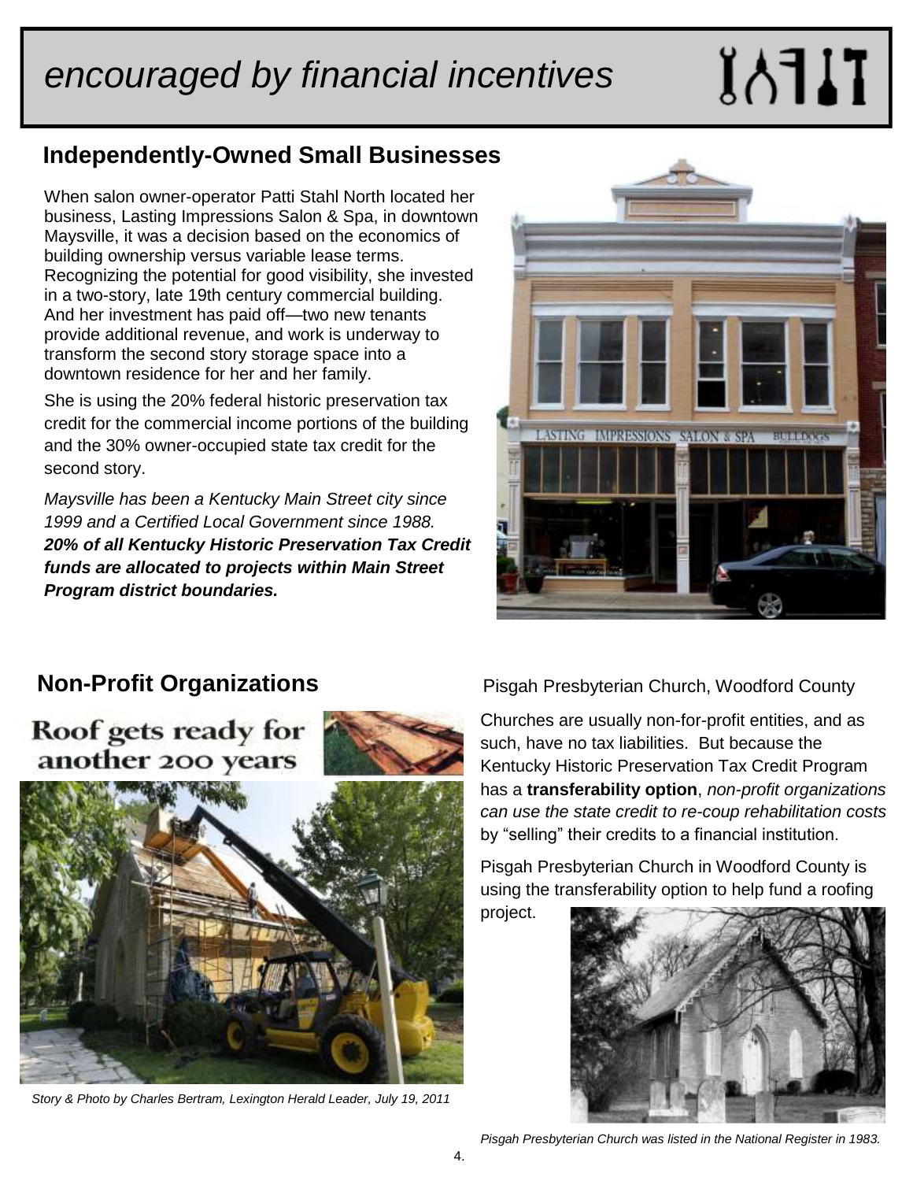# *encouraged by financial incentives*

## Independently-Owned Small Businesses

When salon owner-operator Patti Stahl North located her business, Lasting Impressions Salon & Spa, in downtown Maysville, it was a decision based on the economics of building ownership versus variable lease terms. Recognizing the potential for good visibility, she invested in a two-story, late 19th century commercial building. And her investment has paid off—two new tenants provide additional revenue, and work is underway to transform the second story storage space into a downtown residence for her and her family.

She is using the 20% federal historic preservation tax credit for the commercial income portions of the building and the 30% owner-occupied state tax credit for the second story.

*Maysville has been a Kentucky Main Street city since 1999 and a Certified Local Government since 1988.* ***20% of all Kentucky Historic Preservation Tax Credit funds are allocated to projects within Main Street Program district boundaries.***

## Non-Profit Organizations

**Roof gets ready for another 200 years**

*Story & Photo by Charles Bertram, Lexington Herald Leader, July 19, 2011*

Pisgah Presbyterian Church, Woodford County

Churches are usually non-for-profit entities, and as such, have no tax liabilities. But because the Kentucky Historic Preservation Tax Credit Program has a **transferability option**, *non-profit organizations can use the state credit to re-coup rehabilitation costs* by "selling" their credits to a financial institution.

Pisgah Presbyterian Church in Woodford County is using the transferability option to help fund a roofing project.

*Pisgah Presbyterian Church was listed in the National Register in 1983.*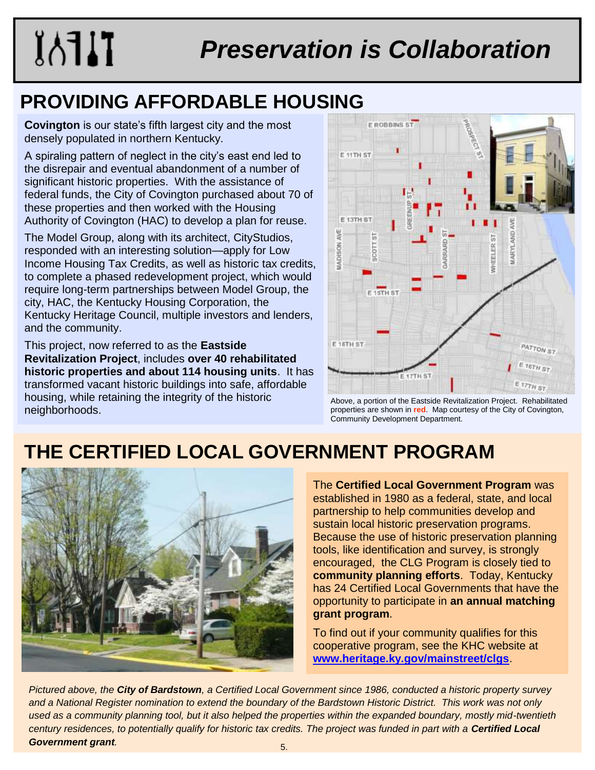# Preservation is Collaboration

## PROVIDING AFFORDABLE HOUSING

**Covington** is our state's fifth largest city and the most densely populated in northern Kentucky.

A spiraling pattern of neglect in the city's east end led to the disrepair and eventual abandonment of a number of significant historic properties. With the assistance of federal funds, the City of Covington purchased about 70 of these properties and then worked with the Housing Authority of Covington (HAC) to develop a plan for reuse.

The Model Group, along with its architect, CityStudios, responded with an interesting solution—apply for Low Income Housing Tax Credits, as well as historic tax credits, to complete a phased redevelopment project, which would require long-term partnerships between Model Group, the city, HAC, the Kentucky Housing Corporation, the Kentucky Heritage Council, multiple investors and lenders, and the community.

This project, now referred to as the **Eastside Revitalization Project**, includes **over 40 rehabilitated historic properties and about 114 housing units**. It has transformed vacant historic buildings into safe, affordable housing, while retaining the integrity of the historic neighborhoods.

Above, a portion of the Eastside Revitalization Project. Rehabilitated properties are shown in **red**. Map courtesy of the City of Covington, Community Development Department.

## THE CERTIFIED LOCAL GOVERNMENT PROGRAM

The **Certified Local Government Program** was established in 1980 as a federal, state, and local partnership to help communities develop and sustain local historic preservation programs. Because the use of historic preservation planning tools, like identification and survey, is strongly encouraged, the CLG Program is closely tied to **community planning efforts**. Today, Kentucky has 24 Certified Local Governments that have the opportunity to participate in **an annual matching grant program**.

To find out if your community qualifies for this cooperative program, see the KHC website at [www.heritage.ky.gov/mainstreet/clgs](http://www.heritage.ky.gov/mainstreet/clgs).

*Pictured above, the **City of Bardstown**, a Certified Local Government since 1986, conducted a historic property survey and a National Register nomination to extend the boundary of the Bardstown Historic District. This work was not only used as a community planning tool, but it also helped the properties within the expanded boundary, mostly mid-twentieth century residences, to potentially qualify for historic tax credits. The project was funded in part with a **Certified Local Government grant**.*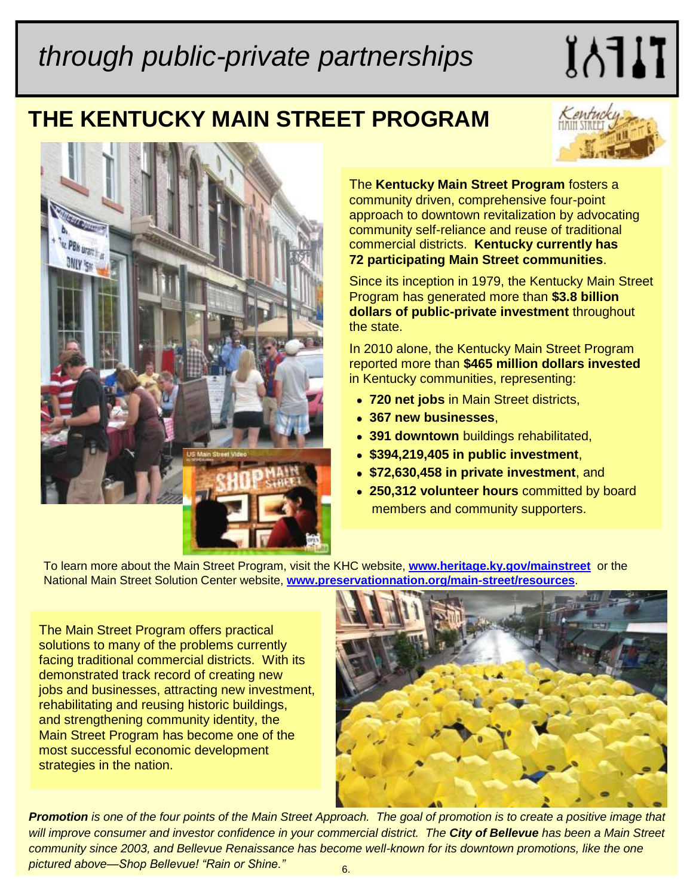# *through public-private partnerships*

## THE KENTUCKY MAIN STREET PROGRAM

The **Kentucky Main Street Program** fosters a community driven, comprehensive four-point approach to downtown revitalization by advocating community self-reliance and reuse of traditional commercial districts. **Kentucky currently has 72 participating Main Street communities**.

Since its inception in 1979, the Kentucky Main Street Program has generated more than **$3.8 billion dollars of public-private investment** throughout the state.

In 2010 alone, the Kentucky Main Street Program reported more than **$465 million dollars invested** in Kentucky communities, representing:

- **720 net jobs** in Main Street districts,
- **367 new businesses**,
- **391 downtown** buildings rehabilitated,
- **$394,219,405 in public investment**,
- **$72,630,458 in private investment**, and
- **250,312 volunteer hours** committed by board members and community supporters.

To learn more about the Main Street Program, visit the KHC website, **www.heritage.ky.gov/mainstreet** or the National Main Street Solution Center website, **www.preservationnation.org/main-street/resources**.

The Main Street Program offers practical solutions to many of the problems currently facing traditional commercial districts. With its demonstrated track record of creating new jobs and businesses, attracting new investment, rehabilitating and reusing historic buildings, and strengthening community identity, the Main Street Program has become one of the most successful economic development strategies in the nation.

***Promotion** is one of the four points of the Main Street Approach. The goal of promotion is to create a positive image that will improve consumer and investor confidence in your commercial district. The **City of Bellevue** has been a Main Street community since 2003, and Bellevue Renaissance has become well-known for its downtown promotions, like the one pictured above—Shop Bellevue! "Rain or Shine."*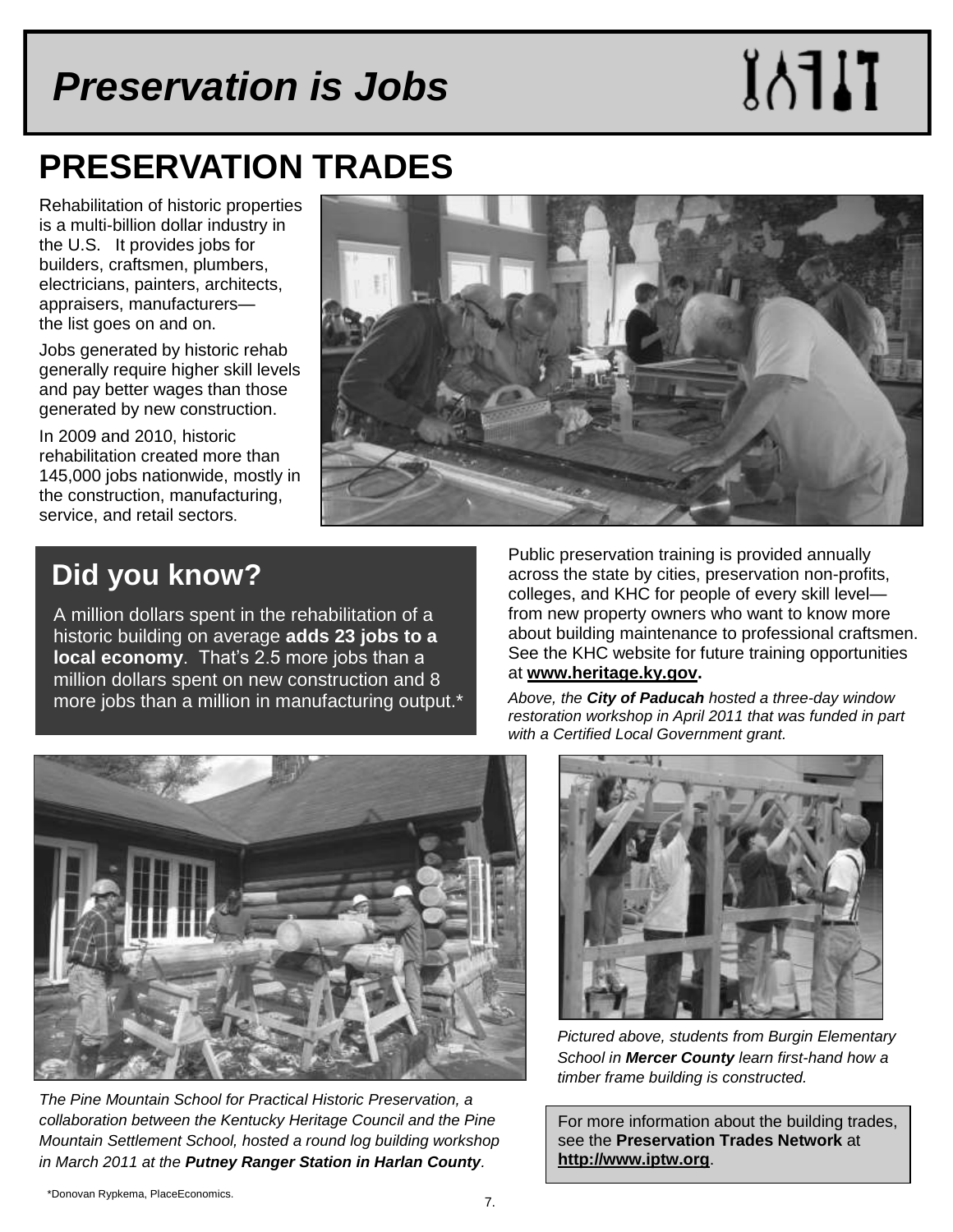# *Preservation is Jobs*

## PRESERVATION TRADES

Rehabilitation of historic properties is a multi-billion dollar industry in the U.S. It provides jobs for builders, craftsmen, plumbers, electricians, painters, architects, appraisers, manufacturers—the list goes on and on.

Jobs generated by historic rehab generally require higher skill levels and pay better wages than those generated by new construction.

In 2009 and 2010, historic rehabilitation created more than 145,000 jobs nationwide, mostly in the construction, manufacturing, service, and retail sectors.

### Did you know?

A million dollars spent in the rehabilitation of a historic building on average **adds 23 jobs to a local economy**. That's 2.5 more jobs than a million dollars spent on new construction and 8 more jobs than a million in manufacturing output.*

Public preservation training is provided annually across the state by cities, preservation non-profits, colleges, and KHC for people of every skill level—from new property owners who want to know more about building maintenance to professional craftsmen. See the KHC website for future training opportunities at **www.heritage.ky.gov.**

*Above, the **City of Paducah** hosted a three-day window restoration workshop in April 2011 that was funded in part with a Certified Local Government grant.*

*The Pine Mountain School for Practical Historic Preservation, a collaboration between the Kentucky Heritage Council and the Pine Mountain Settlement School, hosted a round log building workshop in March 2011 at the **Putney Ranger Station in Harlan County**.*

*Pictured above, students from Burgin Elementary School in **Mercer County** learn first-hand how a timber frame building is constructed.*

For more information about the building trades, see the **Preservation Trades Network** at **http://www.iptw.org**.

*Donovan Rypkema, PlaceEconomics.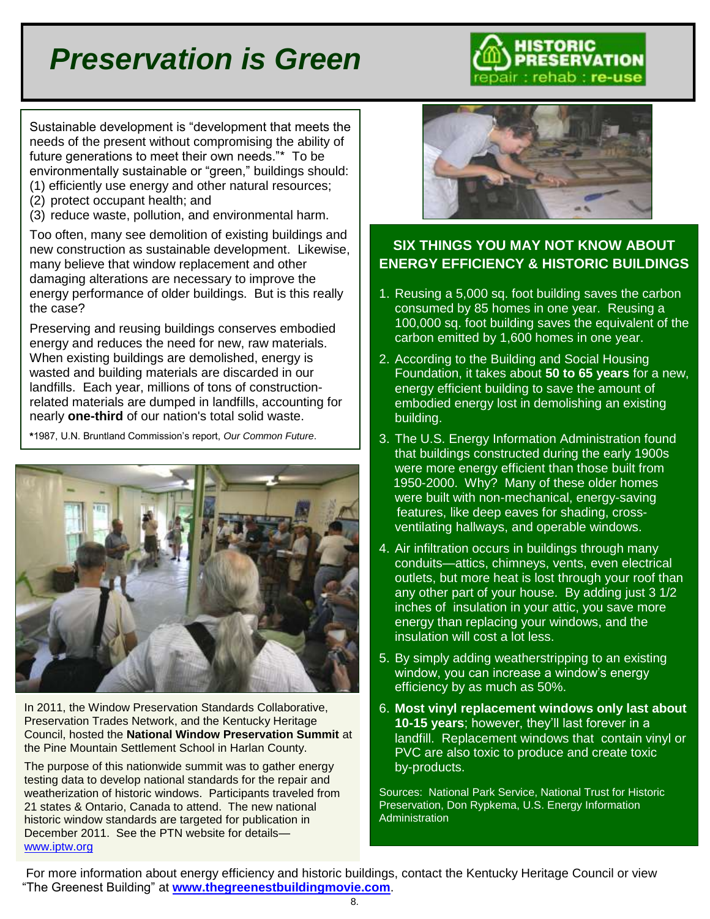# Preservation is Green

Sustainable development is "development that meets the needs of the present without compromising the ability of future generations to meet their own needs."* To be environmentally sustainable or "green," buildings should:
(1) efficiently use energy and other natural resources;
(2) protect occupant health; and
(3) reduce waste, pollution, and environmental harm.

Too often, many see demolition of existing buildings and new construction as sustainable development. Likewise, many believe that window replacement and other damaging alterations are necessary to improve the energy performance of older buildings. But is this really the case?

Preserving and reusing buildings conserves embodied energy and reduces the need for new, raw materials. When existing buildings are demolished, energy is wasted and building materials are discarded in our landfills. Each year, millions of tons of construction-related materials are dumped in landfills, accounting for nearly **one-third** of our nation's total solid waste.

***1987, U.N. Bruntland Commission's report, *Our Common Future*.

In 2011, the Window Preservation Standards Collaborative, Preservation Trades Network, and the Kentucky Heritage Council, hosted the **National Window Preservation Summit** at the Pine Mountain Settlement School in Harlan County.

The purpose of this nationwide summit was to gather energy testing data to develop national standards for the repair and weatherization of historic windows. Participants traveled from 21 states & Ontario, Canada to attend. The new national historic window standards are targeted for publication in December 2011. See the PTN website for details—www.iptw.org

## SIX THINGS YOU MAY NOT KNOW ABOUT ENERGY EFFICIENCY & HISTORIC BUILDINGS

1. Reusing a 5,000 sq. foot building saves the carbon consumed by 85 homes in one year. Reusing a 100,000 sq. foot building saves the equivalent of the carbon emitted by 1,600 homes in one year.
2. According to the Building and Social Housing Foundation, it takes about **50 to 65 years** for a new, energy efficient building to save the amount of embodied energy lost in demolishing an existing building.
3. The U.S. Energy Information Administration found that buildings constructed during the early 1900s were more energy efficient than those built from 1950-2000. Why? Many of these older homes were built with non-mechanical, energy-saving features, like deep eaves for shading, cross-ventilating hallways, and operable windows.
4. Air infiltration occurs in buildings through many conduits—attics, chimneys, vents, even electrical outlets, but more heat is lost through your roof than any other part of your house. By adding just 3 1/2 inches of insulation in your attic, you save more energy than replacing your windows, and the insulation will cost a lot less.
5. By simply adding weatherstripping to an existing window, you can increase a window's energy efficiency by as much as 50%.
6. **Most vinyl replacement windows only last about 10-15 years**; however, they'll last forever in a landfill. Replacement windows that contain vinyl or PVC are also toxic to produce and create toxic by-products.

Sources: National Park Service, National Trust for Historic Preservation, Don Rypkema, U.S. Energy Information Administration

For more information about energy efficiency and historic buildings, contact the Kentucky Heritage Council or view "The Greenest Building" at **www.thegreenestbuildingmovie.com**.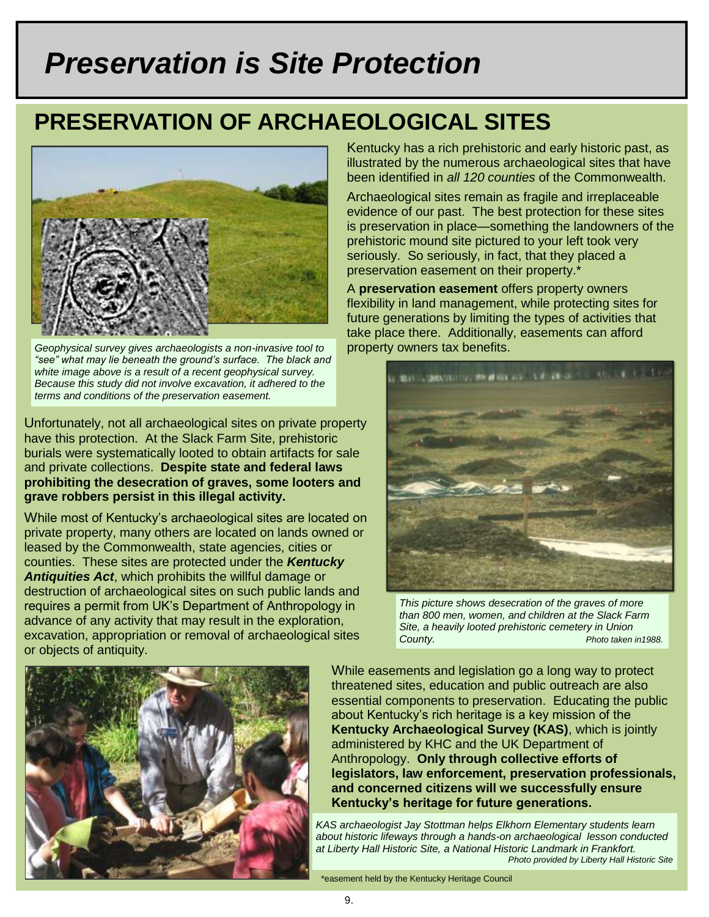# *Preservation is Site Protection*

## PRESERVATION OF ARCHAEOLOGICAL SITES

Kentucky has a rich prehistoric and early historic past, as illustrated by the numerous archaeological sites that have been identified in *all 120 counties* of the Commonwealth.

Archaeological sites remain as fragile and irreplaceable evidence of our past. The best protection for these sites is preservation in place—something the landowners of the prehistoric mound site pictured to your left took very seriously. So seriously, in fact, that they placed a preservation easement on their property.*

A **preservation easement** offers property owners flexibility in land management, while protecting sites for future generations by limiting the types of activities that take place there. Additionally, easements can afford property owners tax benefits.

*Geophysical survey gives archaeologists a non-invasive tool to "see" what may lie beneath the ground's surface. The black and white image above is a result of a recent geophysical survey. Because this study did not involve excavation, it adhered to the terms and conditions of the preservation easement.*

Unfortunately, not all archaeological sites on private property have this protection. At the Slack Farm Site, prehistoric burials were systematically looted to obtain artifacts for sale and private collections. **Despite state and federal laws prohibiting the desecration of graves, some looters and grave robbers persist in this illegal activity.**

While most of Kentucky's archaeological sites are located on private property, many others are located on lands owned or leased by the Commonwealth, state agencies, cities or counties. These sites are protected under the ***Kentucky Antiquities Act***, which prohibits the willful damage or destruction of archaeological sites on such public lands and requires a permit from UK's Department of Anthropology in advance of any activity that may result in the exploration, excavation, appropriation or removal of archaeological sites or objects of antiquity.

*This picture shows desecration of the graves of more than 800 men, women, and children at the Slack Farm Site, a heavily looted prehistoric cemetery in Union County.* *Photo taken in1988.*

While easements and legislation go a long way to protect threatened sites, education and public outreach are also essential components to preservation. Educating the public about Kentucky's rich heritage is a key mission of the **Kentucky Archaeological Survey (KAS)**, which is jointly administered by KHC and the UK Department of Anthropology. **Only through collective efforts of legislators, law enforcement, preservation professionals, and concerned citizens will we successfully ensure Kentucky's heritage for future generations.**

*KAS archaeologist Jay Stottman helps Elkhorn Elementary students learn about historic lifeways through a hands-on archaeological lesson conducted at Liberty Hall Historic Site, a National Historic Landmark in Frankfort.*
*Photo provided by Liberty Hall Historic Site*

*easement held by the Kentucky Heritage Council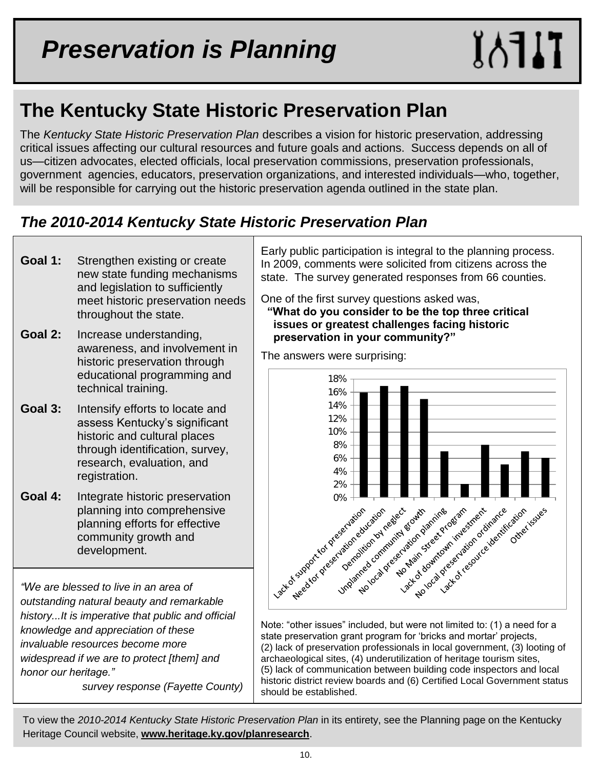# *Preservation is Planning*

## The Kentucky State Historic Preservation Plan

The *Kentucky State Historic Preservation Plan* describes a vision for historic preservation, addressing critical issues affecting our cultural resources and future goals and actions. Success depends on all of us—citizen advocates, elected officials, local preservation commissions, preservation professionals, government agencies, educators, preservation organizations, and interested individuals—who, together, will be responsible for carrying out the historic preservation agenda outlined in the state plan.

### *The 2010-2014 Kentucky State Historic Preservation Plan*

**Goal 1:** Strengthen existing or create new state funding mechanisms and legislation to sufficiently meet historic preservation needs throughout the state.

**Goal 2:** Increase understanding, awareness, and involvement in historic preservation through educational programming and technical training.

**Goal 3:** Intensify efforts to locate and assess Kentucky's significant historic and cultural places through identification, survey, research, evaluation, and registration.

**Goal 4:** Integrate historic preservation planning into comprehensive planning efforts for effective community growth and development.

*"We are blessed to live in an area of outstanding natural beauty and remarkable history...It is imperative that public and official knowledge and appreciation of these invaluable resources become more widespread if we are to protect [them] and honor our heritage."*

*survey response (Fayette County)*

Early public participation is integral to the planning process. In 2009, comments were solicited from citizens across the state. The survey generated responses from 66 counties.

One of the first survey questions asked was,
**"What do you consider to be the top three critical issues or greatest challenges facing historic preservation in your community?"**

The answers were surprising:

| Issue | Percentage |
|---|---|
| Lack of support for preservation | 16% |
| Need for preservation education | 17% |
| Demolition by neglect | 17% |
| Unplanned community growth | 15% |
| No local preservation planning | 7% |
| No Main Street Program | 2% |
| Lack of downtown investment | 8% |
| No local preservation ordinance | 5% |
| Lack of resource identification | 7% |
| Other issues | 6% |

Note: "other issues" included, but were not limited to: (1) a need for a state preservation grant program for 'bricks and mortar' projects, (2) lack of preservation professionals in local government, (3) looting of archaeological sites, (4) underutilization of heritage tourism sites, (5) lack of communication between building code inspectors and local historic district review boards and (6) Certified Local Government status should be established.

To view the *2010-2014 Kentucky State Historic Preservation Plan* in its entirety, see the Planning page on the Kentucky Heritage Council website, **www.heritage.ky.gov/planresearch**.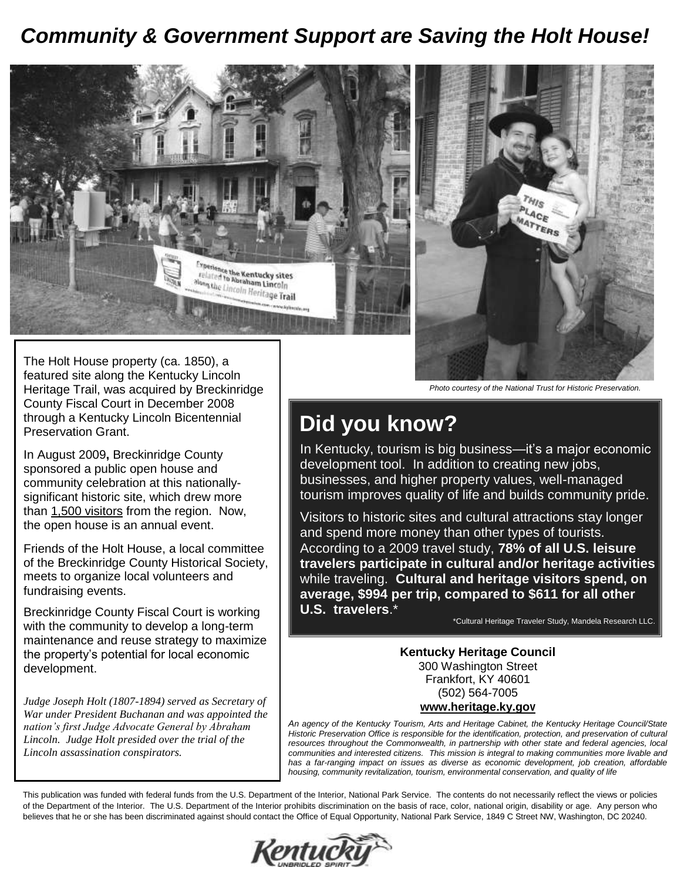# *Community & Government Support are Saving the Holt House!*

Photo courtesy of the National Trust for Historic Preservation.

The Holt House property (ca. 1850), a featured site along the Kentucky Lincoln Heritage Trail, was acquired by Breckinridge County Fiscal Court in December 2008 through a Kentucky Lincoln Bicentennial Preservation Grant.

In August 2009**,** Breckinridge County sponsored a public open house and community celebration at this nationally-significant historic site, which drew more than 1,500 visitors from the region. Now, the open house is an annual event.

Friends of the Holt House, a local committee of the Breckinridge County Historical Society, meets to organize local volunteers and fundraising events.

Breckinridge County Fiscal Court is working with the community to develop a long-term maintenance and reuse strategy to maximize the property's potential for local economic development.

*Judge Joseph Holt (1807-1894) served as Secretary of War under President Buchanan and was appointed the nation's first Judge Advocate General by Abraham Lincoln. Judge Holt presided over the trial of the Lincoln assassination conspirators.*

## Did you know?

In Kentucky, tourism is big business—it's a major economic development tool. In addition to creating new jobs, businesses, and higher property values, well-managed tourism improves quality of life and builds community pride.

Visitors to historic sites and cultural attractions stay longer and spend more money than other types of tourists. According to a 2009 travel study, **78% of all U.S. leisure travelers participate in cultural and/or heritage activities** while traveling. **Cultural and heritage visitors spend, on average, $994 per trip, compared to $611 for all other U.S. travelers**.*

*Cultural Heritage Traveler Study, Mandela Research LLC.

**Kentucky Heritage Council**
300 Washington Street
Frankfort, KY 40601
(502) 564-7005
**www.heritage.ky.gov**

*An agency of the Kentucky Tourism, Arts and Heritage Cabinet, the Kentucky Heritage Council/State Historic Preservation Office is responsible for the identification, protection, and preservation of cultural resources throughout the Commonwealth, in partnership with other state and federal agencies, local communities and interested citizens. This mission is integral to making communities more livable and has a far-ranging impact on issues as diverse as economic development, job creation, affordable housing, community revitalization, tourism, environmental conservation, and quality of life*

This publication was funded with federal funds from the U.S. Department of the Interior, National Park Service. The contents do not necessarily reflect the views or policies of the Department of the Interior. The U.S. Department of the Interior prohibits discrimination on the basis of race, color, national origin, disability or age. Any person who believes that he or she has been discriminated against should contact the Office of Equal Opportunity, National Park Service, 1849 C Street NW, Washington, DC 20240.

Kentucky UNBRIDLED SPIRIT